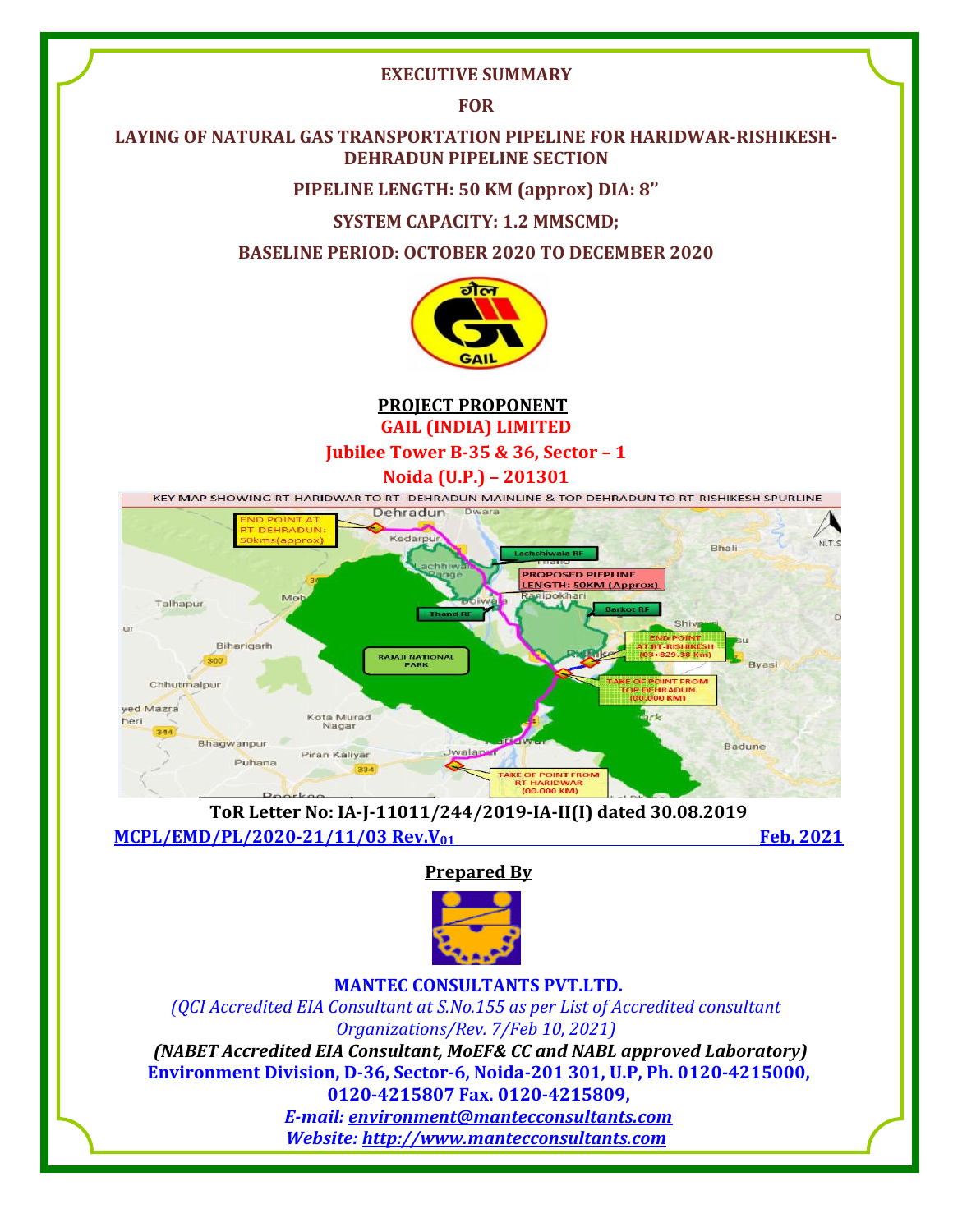# EXECUTIVE SUMMARY

## FOR

## LAYING OF NATURAL GAS TRANSPORTATION PIPELINE FOR HARIDWAR-RISHIKESH-DEHRADUN PIPELINE SECTION

**PIPELINE LENGTH: 50 KM (approx) DIA: 8"**

**SYSTEM CAPACITY: 1.2 MMSCMD;**

**BASELINE PERIOD: OCTOBER 2020 TO DECEMBER 2020**

**PROJECT PROPONENT**

**GAIL (INDIA) LIMITED**

**Jubilee Tower B-35 & 36, Sector – 1**

**Noida (U.P.) – 201301**

**ToR Letter No: IA-J-11011/244/2019-IA-II(I) dated 30.08.2019**

**MCPL/EMD/PL/2020-21/11/03 Rev.V$_{01}$** **Feb, 2021**

**Prepared By**

**MANTEC CONSULTANTS PVT.LTD.**

*(QCI Accredited EIA Consultant at S.No.155 as per List of Accredited consultant Organizations/Rev. 7/Feb 10, 2021)*

***(NABET Accredited EIA Consultant, MoEF& CC and NABL approved Laboratory)***

**Environment Division, D-36, Sector-6, Noida-201 301, U.P, Ph. 0120-4215000, 0120-4215807 Fax. 0120-4215809,**

***E-mail: environment@mantecconsultants.com***

***Website: http://www.mantecconsultants.com***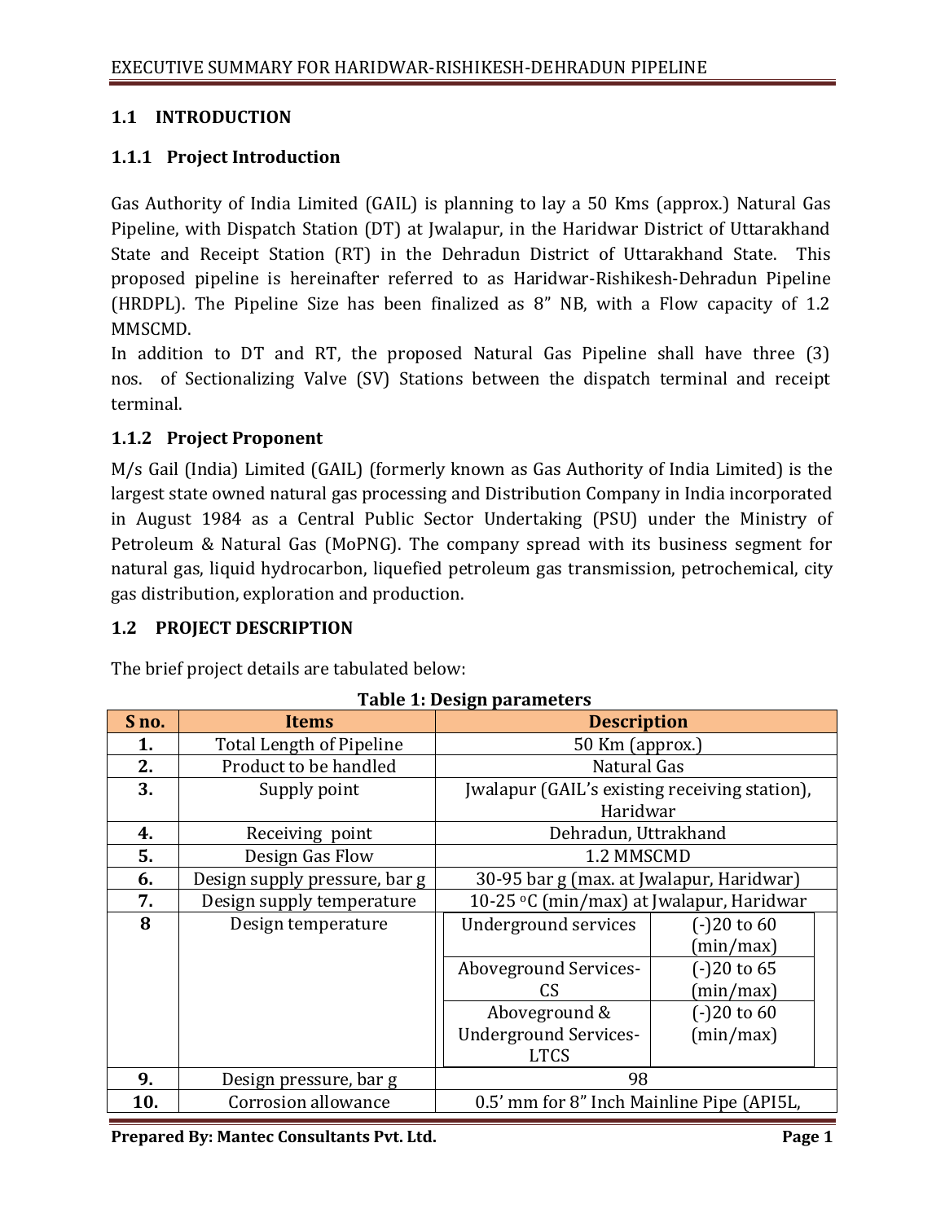## 1.1 INTRODUCTION

### 1.1.1 Project Introduction

Gas Authority of India Limited (GAIL) is planning to lay a 50 Kms (approx.) Natural Gas Pipeline, with Dispatch Station (DT) at Jwalapur, in the Haridwar District of Uttarakhand State and Receipt Station (RT) in the Dehradun District of Uttarakhand State. This proposed pipeline is hereinafter referred to as Haridwar-Rishikesh-Dehradun Pipeline (HRDPL). The Pipeline Size has been finalized as 8" NB, with a Flow capacity of 1.2 MMSCMD.

In addition to DT and RT, the proposed Natural Gas Pipeline shall have three (3) nos. of Sectionalizing Valve (SV) Stations between the dispatch terminal and receipt terminal.

### 1.1.2 Project Proponent

M/s Gail (India) Limited (GAIL) (formerly known as Gas Authority of India Limited) is the largest state owned natural gas processing and Distribution Company in India incorporated in August 1984 as a Central Public Sector Undertaking (PSU) under the Ministry of Petroleum & Natural Gas (MoPNG). The company spread with its business segment for natural gas, liquid hydrocarbon, liquefied petroleum gas transmission, petrochemical, city gas distribution, exploration and production.

## 1.2 PROJECT DESCRIPTION

The brief project details are tabulated below:

**Table 1: Design parameters**

| S no. | Items | Description | |
|---|---|---|---|
| **1.** | Total Length of Pipeline | 50 Km (approx.) | |
| **2.** | Product to be handled | Natural Gas | |
| **3.** | Supply point | Jwalapur (GAIL's existing receiving station), Haridwar | |
| **4.** | Receiving point | Dehradun, Uttrakhand | |
| **5.** | Design Gas Flow | 1.2 MMSCMD | |
| **6.** | Design supply pressure, bar g | 30-95 bar g (max. at Jwalapur, Haridwar) | |
| **7.** | Design supply temperature | 10-25 $^{o}$C (min/max) at Jwalapur, Haridwar | |
| **8** | Design temperature | Underground services | (-)20 to 60 (min/max) |
| | | Aboveground Services-CS | (-)20 to 65 (min/max) |
| | | Aboveground & Underground Services-LTCS | (-)20 to 60 (min/max) |
| **9.** | Design pressure, bar g | 98 | |
| **10.** | Corrosion allowance | 0.5' mm for 8" Inch Mainline Pipe (API5L, | |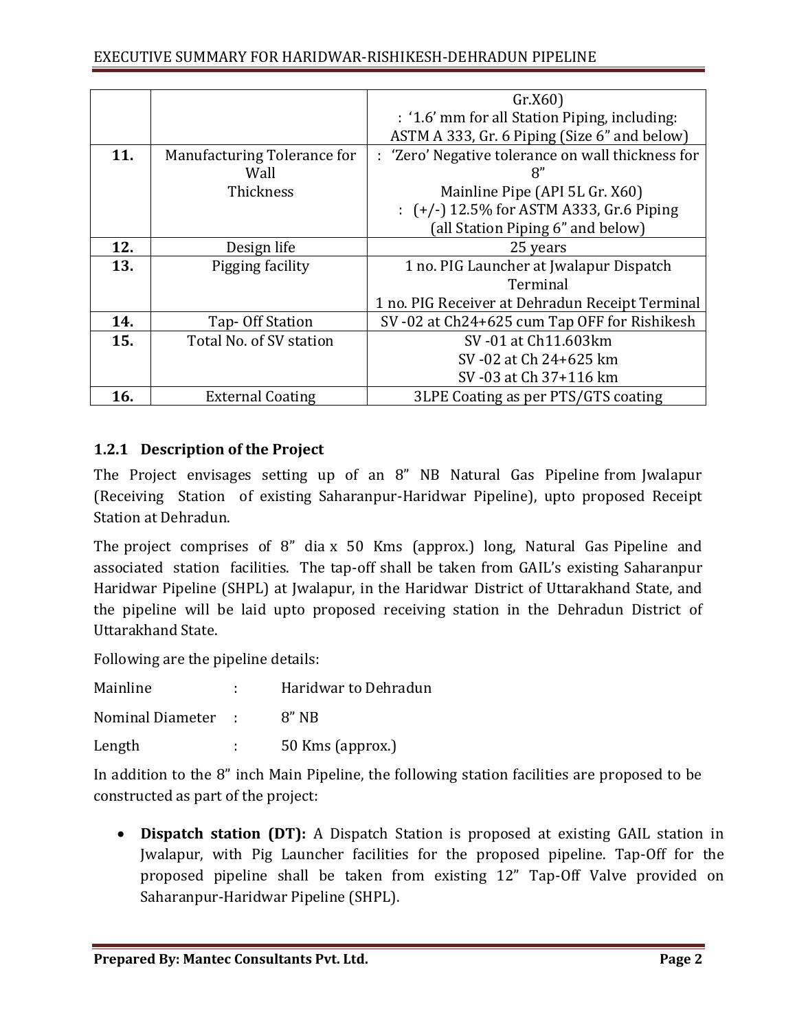| | | |
|---|---|---|
| | | Gr.X60)<br>: '1.6' mm for all Station Piping, including: ASTM A 333, Gr. 6 Piping (Size 6" and below) |
| **11.** | Manufacturing Tolerance for Wall Thickness | : 'Zero' Negative tolerance on wall thickness for 8" Mainline Pipe (API 5L Gr. X60)<br>: (+/-) 12.5% for ASTM A333, Gr.6 Piping (all Station Piping 6" and below) |
| **12.** | Design life | 25 years |
| **13.** | Pigging facility | 1 no. PIG Launcher at Jwalapur Dispatch Terminal<br>1 no. PIG Receiver at Dehradun Receipt Terminal |
| **14.** | Tap- Off Station | SV -02 at Ch24+625 cum Tap OFF for Rishikesh |
| **15.** | Total No. of SV station | SV -01 at Ch11.603km<br>SV -02 at Ch 24+625 km<br>SV -03 at Ch 37+116 km |
| **16.** | External Coating | 3LPE Coating as per PTS/GTS coating |

### 1.2.1 Description of the Project

The Project envisages setting up of an 8" NB Natural Gas Pipeline from Jwalapur (Receiving Station of existing Saharanpur-Haridwar Pipeline), upto proposed Receipt Station at Dehradun.

The project comprises of 8" dia x 50 Kms (approx.) long, Natural Gas Pipeline and associated station facilities. The tap-off shall be taken from GAIL's existing Saharanpur Haridwar Pipeline (SHPL) at Jwalapur, in the Haridwar District of Uttarakhand State, and the pipeline will be laid upto proposed receiving station in the Dehradun District of Uttarakhand State.

Following are the pipeline details:

Mainline : Haridwar to Dehradun

Nominal Diameter : 8" NB

Length : 50 Kms (approx.)

In addition to the 8" inch Main Pipeline, the following station facilities are proposed to be constructed as part of the project:

- **Dispatch station (DT):** A Dispatch Station is proposed at existing GAIL station in Jwalapur, with Pig Launcher facilities for the proposed pipeline. Tap-Off for the proposed pipeline shall be taken from existing 12" Tap-Off Valve provided on Saharanpur-Haridwar Pipeline (SHPL).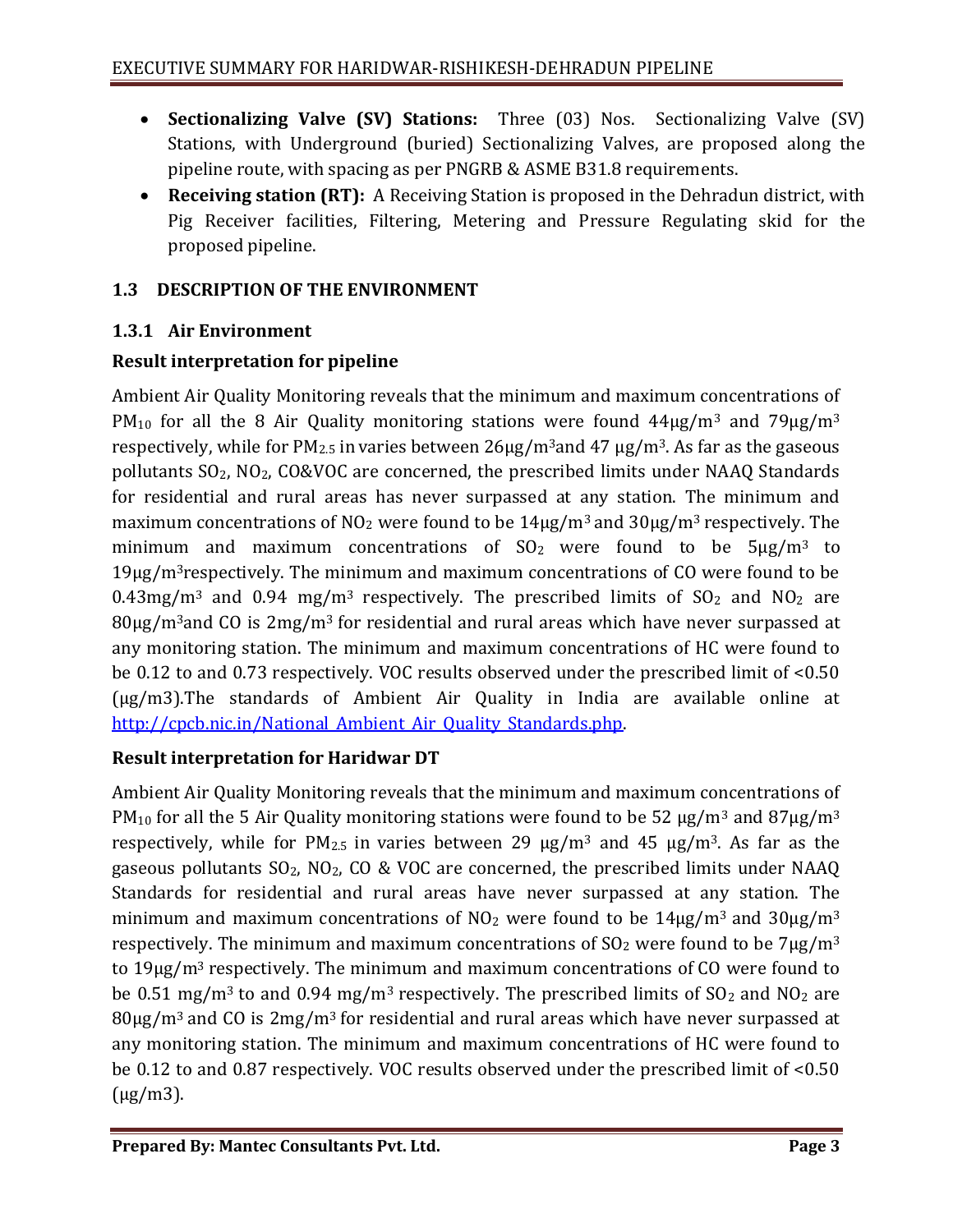- **Sectionalizing Valve (SV) Stations:** Three (03) Nos. Sectionalizing Valve (SV) Stations, with Underground (buried) Sectionalizing Valves, are proposed along the pipeline route, with spacing as per PNGRB & ASME B31.8 requirements.
- **Receiving station (RT):** A Receiving Station is proposed in the Dehradun district, with Pig Receiver facilities, Filtering, Metering and Pressure Regulating skid for the proposed pipeline.

## 1.3 DESCRIPTION OF THE ENVIRONMENT

### 1.3.1 Air Environment

**Result interpretation for pipeline**

Ambient Air Quality Monitoring reveals that the minimum and maximum concentrations of $PM_{10}$ for all the 8 Air Quality monitoring stations were found 44μg/m$^3$ and 79μg/m$^3$ respectively, while for $PM_{2.5}$ in varies between 26μg/m$^3$and 47 μg/m$^3$. As far as the gaseous pollutants $SO_2$, $NO_2$, CO&VOC are concerned, the prescribed limits under NAAQ Standards for residential and rural areas has never surpassed at any station. The minimum and maximum concentrations of $NO_2$ were found to be 14μg/m$^3$ and 30μg/m$^3$ respectively. The minimum and maximum concentrations of $SO_2$ were found to be 5μg/m$^3$ to 19μg/m$^3$respectively. The minimum and maximum concentrations of CO were found to be 0.43mg/m$^3$ and 0.94 mg/m$^3$ respectively. The prescribed limits of $SO_2$ and $NO_2$ are 80μg/m$^3$and CO is 2mg/m$^3$ for residential and rural areas which have never surpassed at any monitoring station. The minimum and maximum concentrations of HC were found to be 0.12 to and 0.73 respectively. VOC results observed under the prescribed limit of <0.50 (μg/m3).The standards of Ambient Air Quality in India are available online at http://cpcb.nic.in/National_Ambient_Air_Quality_Standards.php.

**Result interpretation for Haridwar DT**

Ambient Air Quality Monitoring reveals that the minimum and maximum concentrations of $PM_{10}$ for all the 5 Air Quality monitoring stations were found to be 52 μg/m$^3$ and 87μg/m$^3$ respectively, while for $PM_{2.5}$ in varies between 29 μg/m$^3$ and 45 μg/m$^3$. As far as the gaseous pollutants $SO_2$, $NO_2$, CO & VOC are concerned, the prescribed limits under NAAQ Standards for residential and rural areas have never surpassed at any station. The minimum and maximum concentrations of $NO_2$ were found to be 14μg/m$^3$ and 30μg/m$^3$ respectively. The minimum and maximum concentrations of $SO_2$ were found to be 7μg/m$^3$ to 19μg/m$^3$ respectively. The minimum and maximum concentrations of CO were found to be 0.51 mg/m$^3$ to and 0.94 mg/m$^3$ respectively. The prescribed limits of $SO_2$ and $NO_2$ are 80μg/m$^3$ and CO is 2mg/m$^3$ for residential and rural areas which have never surpassed at any monitoring station. The minimum and maximum concentrations of HC were found to be 0.12 to and 0.87 respectively. VOC results observed under the prescribed limit of <0.50 (μg/m3).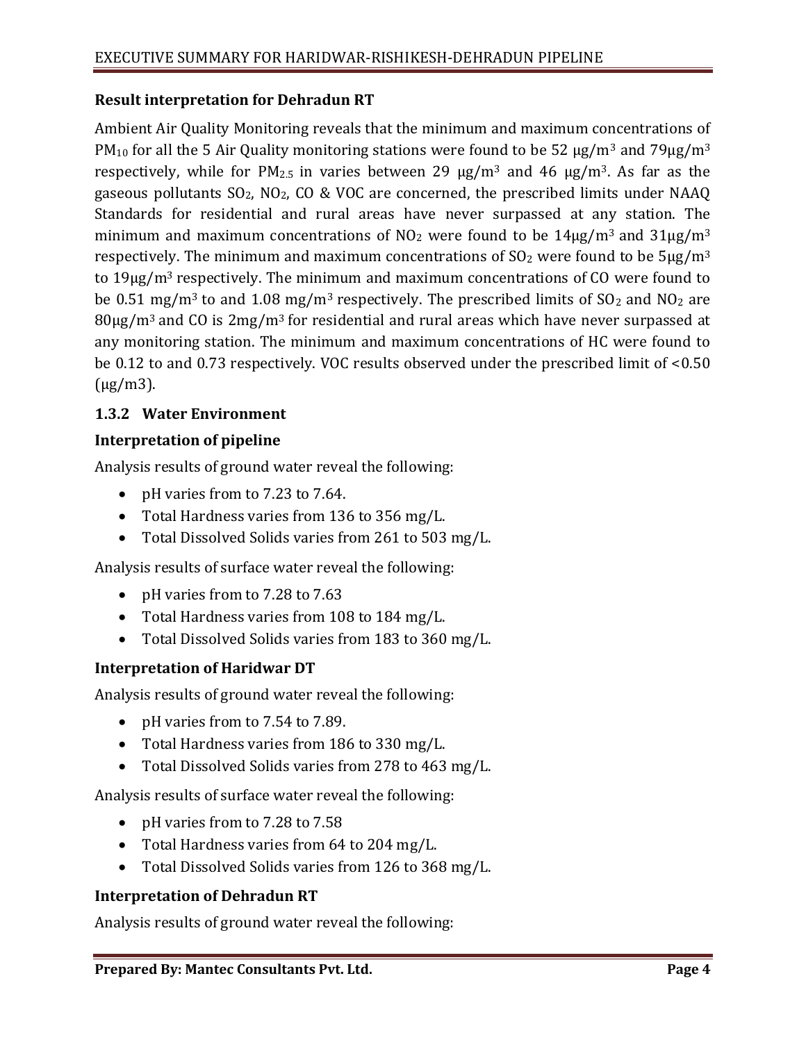### Result interpretation for Dehradun RT

Ambient Air Quality Monitoring reveals that the minimum and maximum concentrations of $PM_{10}$ for all the 5 Air Quality monitoring stations were found to be 52 μg/m$^3$ and 79μg/m$^3$ respectively, while for $PM_{2.5}$ in varies between 29 μg/m$^3$ and 46 μg/m$^3$. As far as the gaseous pollutants $SO_2$, $NO_2$, CO & VOC are concerned, the prescribed limits under NAAQ Standards for residential and rural areas have never surpassed at any station. The minimum and maximum concentrations of $NO_2$ were found to be 14μg/m$^3$ and 31μg/m$^3$ respectively. The minimum and maximum concentrations of $SO_2$ were found to be 5μg/m$^3$ to 19μg/m$^3$ respectively. The minimum and maximum concentrations of CO were found to be 0.51 mg/m$^3$ to and 1.08 mg/m$^3$ respectively. The prescribed limits of $SO_2$ and $NO_2$ are 80μg/m$^3$ and CO is 2mg/m$^3$ for residential and rural areas which have never surpassed at any monitoring station. The minimum and maximum concentrations of HC were found to be 0.12 to and 0.73 respectively. VOC results observed under the prescribed limit of <0.50 (μg/m3).

### 1.3.2 Water Environment

### Interpretation of pipeline

Analysis results of ground water reveal the following:

- pH varies from to 7.23 to 7.64.
- Total Hardness varies from 136 to 356 mg/L.
- Total Dissolved Solids varies from 261 to 503 mg/L.

Analysis results of surface water reveal the following:

- pH varies from to 7.28 to 7.63
- Total Hardness varies from 108 to 184 mg/L.
- Total Dissolved Solids varies from 183 to 360 mg/L.

### Interpretation of Haridwar DT

Analysis results of ground water reveal the following:

- pH varies from to 7.54 to 7.89.
- Total Hardness varies from 186 to 330 mg/L.
- Total Dissolved Solids varies from 278 to 463 mg/L.

Analysis results of surface water reveal the following:

- pH varies from to 7.28 to 7.58
- Total Hardness varies from 64 to 204 mg/L.
- Total Dissolved Solids varies from 126 to 368 mg/L.

### Interpretation of Dehradun RT

Analysis results of ground water reveal the following: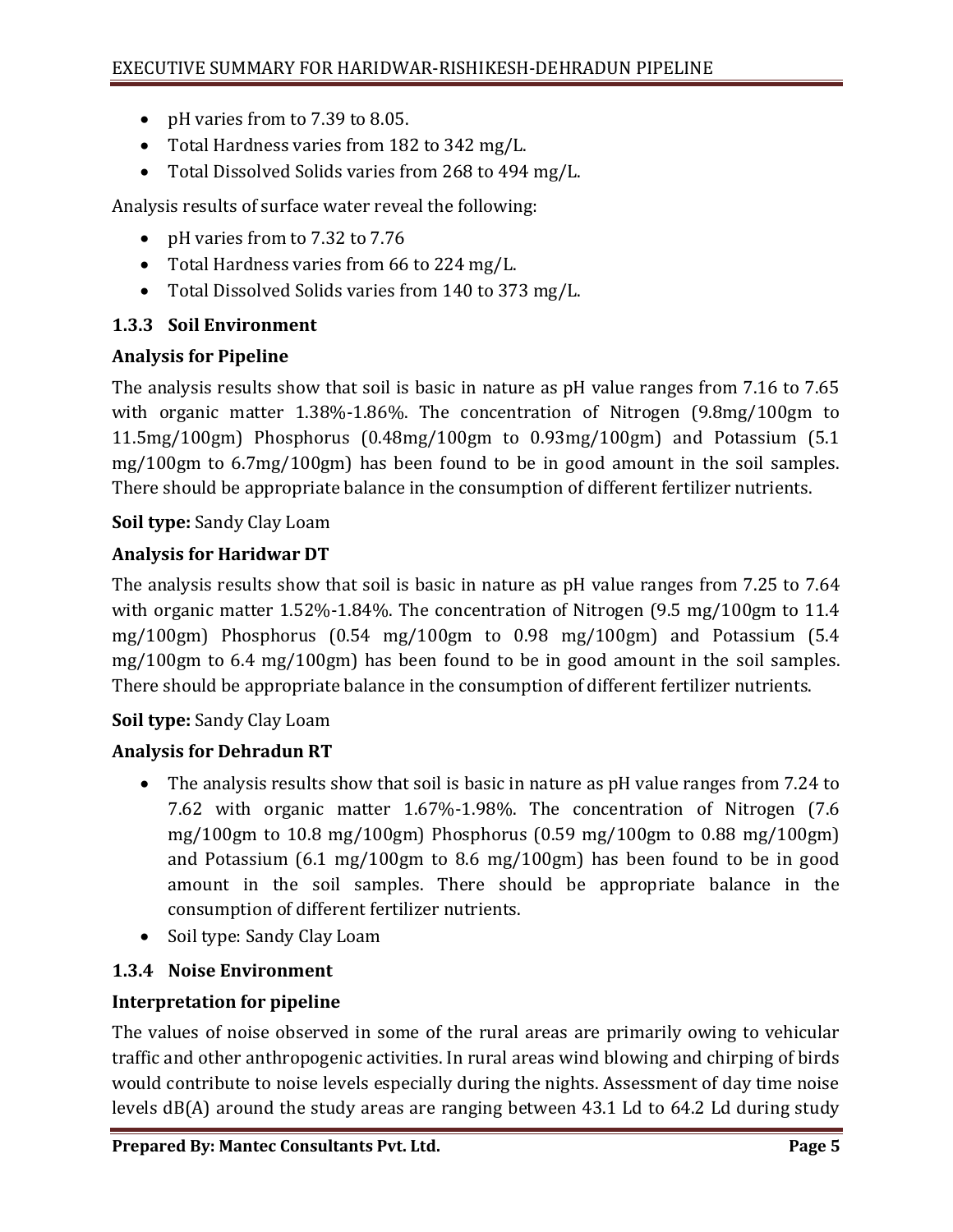- pH varies from to 7.39 to 8.05.
- Total Hardness varies from 182 to 342 mg/L.
- Total Dissolved Solids varies from 268 to 494 mg/L.

Analysis results of surface water reveal the following:

- pH varies from to 7.32 to 7.76
- Total Hardness varies from 66 to 224 mg/L.
- Total Dissolved Solids varies from 140 to 373 mg/L.

### 1.3.3 Soil Environment

**Analysis for Pipeline**

The analysis results show that soil is basic in nature as pH value ranges from 7.16 to 7.65 with organic matter 1.38%-1.86%. The concentration of Nitrogen (9.8mg/100gm to 11.5mg/100gm) Phosphorus (0.48mg/100gm to 0.93mg/100gm) and Potassium (5.1 mg/100gm to 6.7mg/100gm) has been found to be in good amount in the soil samples. There should be appropriate balance in the consumption of different fertilizer nutrients.

**Soil type:** Sandy Clay Loam

**Analysis for Haridwar DT**

The analysis results show that soil is basic in nature as pH value ranges from 7.25 to 7.64 with organic matter 1.52%-1.84%. The concentration of Nitrogen (9.5 mg/100gm to 11.4 mg/100gm) Phosphorus (0.54 mg/100gm to 0.98 mg/100gm) and Potassium (5.4 mg/100gm to 6.4 mg/100gm) has been found to be in good amount in the soil samples. There should be appropriate balance in the consumption of different fertilizer nutrients.

**Soil type:** Sandy Clay Loam

**Analysis for Dehradun RT**

- The analysis results show that soil is basic in nature as pH value ranges from 7.24 to 7.62 with organic matter 1.67%-1.98%. The concentration of Nitrogen (7.6 mg/100gm to 10.8 mg/100gm) Phosphorus (0.59 mg/100gm to 0.88 mg/100gm) and Potassium (6.1 mg/100gm to 8.6 mg/100gm) has been found to be in good amount in the soil samples. There should be appropriate balance in the consumption of different fertilizer nutrients.
- Soil type: Sandy Clay Loam

### 1.3.4 Noise Environment

**Interpretation for pipeline**

The values of noise observed in some of the rural areas are primarily owing to vehicular traffic and other anthropogenic activities. In rural areas wind blowing and chirping of birds would contribute to noise levels especially during the nights. Assessment of day time noise levels dB(A) around the study areas are ranging between 43.1 Ld to 64.2 Ld during study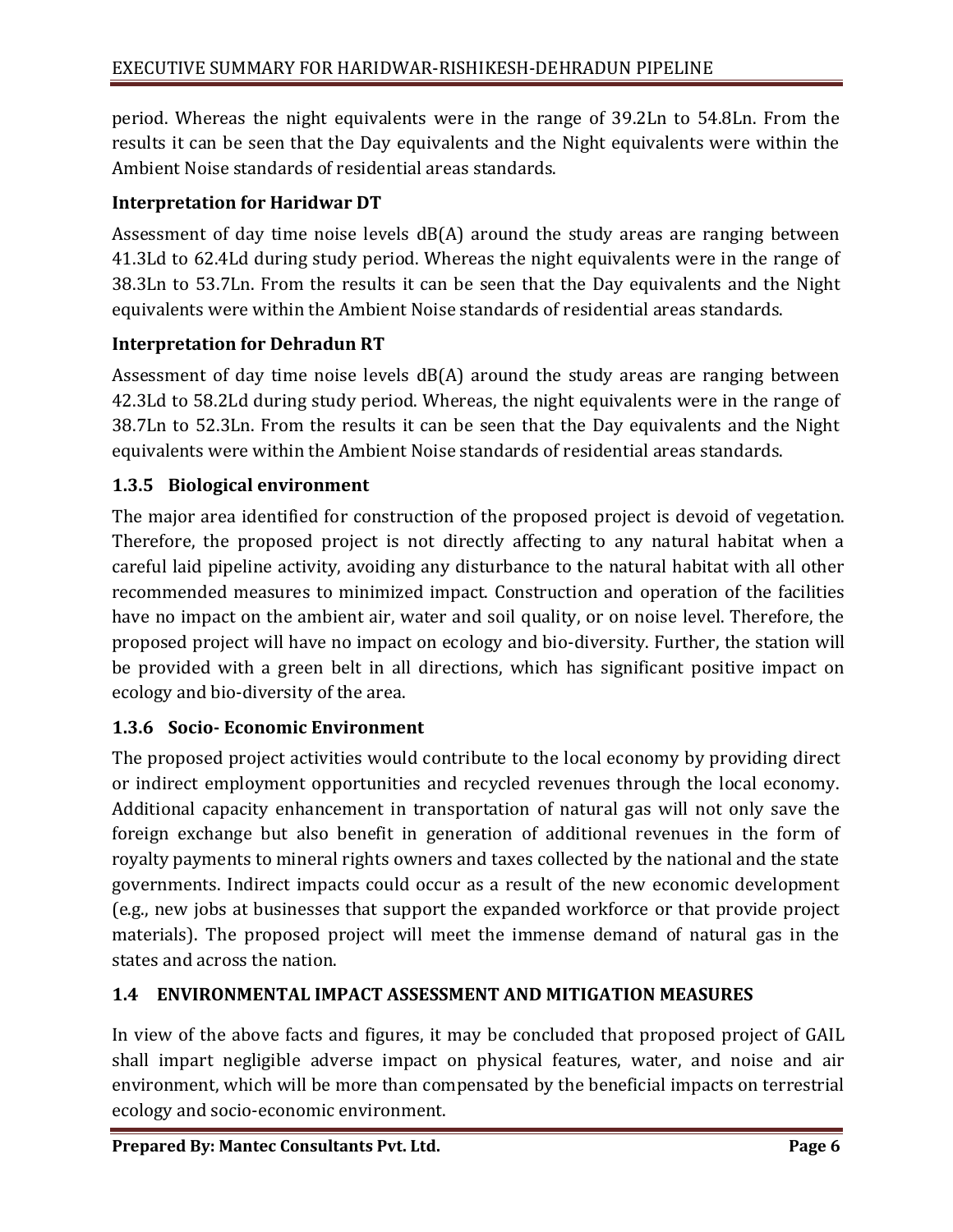period. Whereas the night equivalents were in the range of 39.2Ln to 54.8Ln. From the results it can be seen that the Day equivalents and the Night equivalents were within the Ambient Noise standards of residential areas standards.

**Interpretation for Haridwar DT**

Assessment of day time noise levels dB(A) around the study areas are ranging between 41.3Ld to 62.4Ld during study period. Whereas the night equivalents were in the range of 38.3Ln to 53.7Ln. From the results it can be seen that the Day equivalents and the Night equivalents were within the Ambient Noise standards of residential areas standards.

**Interpretation for Dehradun RT**

Assessment of day time noise levels dB(A) around the study areas are ranging between 42.3Ld to 58.2Ld during study period. Whereas, the night equivalents were in the range of 38.7Ln to 52.3Ln. From the results it can be seen that the Day equivalents and the Night equivalents were within the Ambient Noise standards of residential areas standards.

### 1.3.5 Biological environment

The major area identified for construction of the proposed project is devoid of vegetation. Therefore, the proposed project is not directly affecting to any natural habitat when a careful laid pipeline activity, avoiding any disturbance to the natural habitat with all other recommended measures to minimized impact. Construction and operation of the facilities have no impact on the ambient air, water and soil quality, or on noise level. Therefore, the proposed project will have no impact on ecology and bio-diversity. Further, the station will be provided with a green belt in all directions, which has significant positive impact on ecology and bio-diversity of the area.

### 1.3.6 Socio- Economic Environment

The proposed project activities would contribute to the local economy by providing direct or indirect employment opportunities and recycled revenues through the local economy. Additional capacity enhancement in transportation of natural gas will not only save the foreign exchange but also benefit in generation of additional revenues in the form of royalty payments to mineral rights owners and taxes collected by the national and the state governments. Indirect impacts could occur as a result of the new economic development (e.g., new jobs at businesses that support the expanded workforce or that provide project materials). The proposed project will meet the immense demand of natural gas in the states and across the nation.

## 1.4 ENVIRONMENTAL IMPACT ASSESSMENT AND MITIGATION MEASURES

In view of the above facts and figures, it may be concluded that proposed project of GAIL shall impart negligible adverse impact on physical features, water, and noise and air environment, which will be more than compensated by the beneficial impacts on terrestrial ecology and socio-economic environment.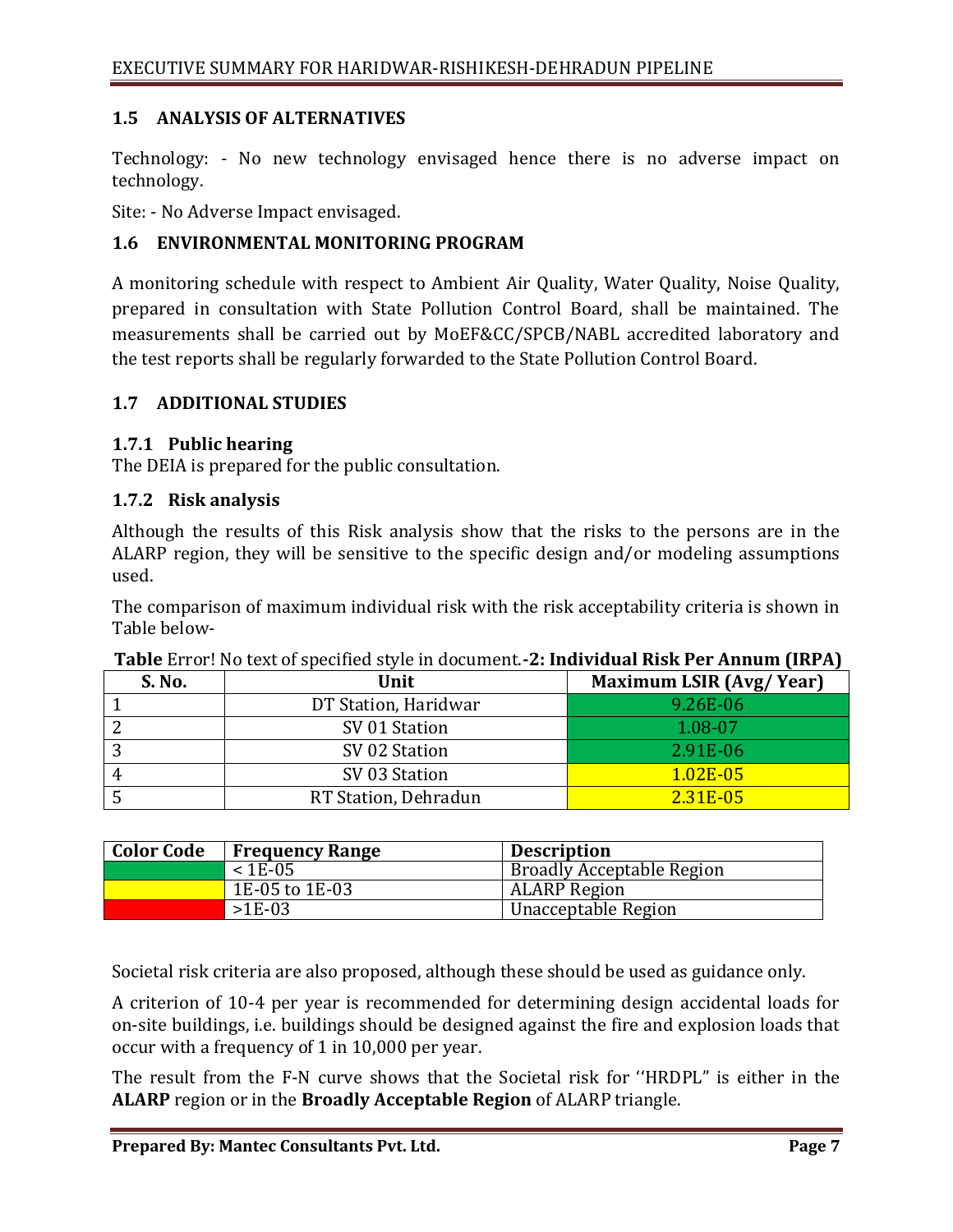## 1.5 ANALYSIS OF ALTERNATIVES

Technology: - No new technology envisaged hence there is no adverse impact on technology.

Site: - No Adverse Impact envisaged.

## 1.6 ENVIRONMENTAL MONITORING PROGRAM

A monitoring schedule with respect to Ambient Air Quality, Water Quality, Noise Quality, prepared in consultation with State Pollution Control Board, shall be maintained. The measurements shall be carried out by MoEF&CC/SPCB/NABL accredited laboratory and the test reports shall be regularly forwarded to the State Pollution Control Board.

## 1.7 ADDITIONAL STUDIES

### 1.7.1 Public hearing

The DEIA is prepared for the public consultation.

### 1.7.2 Risk analysis

Although the results of this Risk analysis show that the risks to the persons are in the ALARP region, they will be sensitive to the specific design and/or modeling assumptions used.

The comparison of maximum individual risk with the risk acceptability criteria is shown in Table below-

**Table** Error! No text of specified style in document.**-2: Individual Risk Per Annum (IRPA)**

| S. No. | Unit | Maximum LSIR (Avg/ Year) |
|---|---|---|
| 1 | DT Station, Haridwar | 9.26E-06 |
| 2 | SV 01 Station | 1.08-07 |
| 3 | SV 02 Station | 2.91E-06 |
| 4 | SV 03 Station | 1.02E-05 |
| 5 | RT Station, Dehradun | 2.31E-05 |

| Color Code | Frequency Range | Description |
|---|---|---|
| Green | < 1E-05 | Broadly Acceptable Region |
| Yellow | 1E-05 to 1E-03 | ALARP Region |
| Red | >1E-03 | Unacceptable Region |

Societal risk criteria are also proposed, although these should be used as guidance only.

A criterion of 10-4 per year is recommended for determining design accidental loads for on-site buildings, i.e. buildings should be designed against the fire and explosion loads that occur with a frequency of 1 in 10,000 per year.

The result from the F-N curve shows that the Societal risk for ''HRDPL" is either in the **ALARP** region or in the **Broadly Acceptable Region** of ALARP triangle.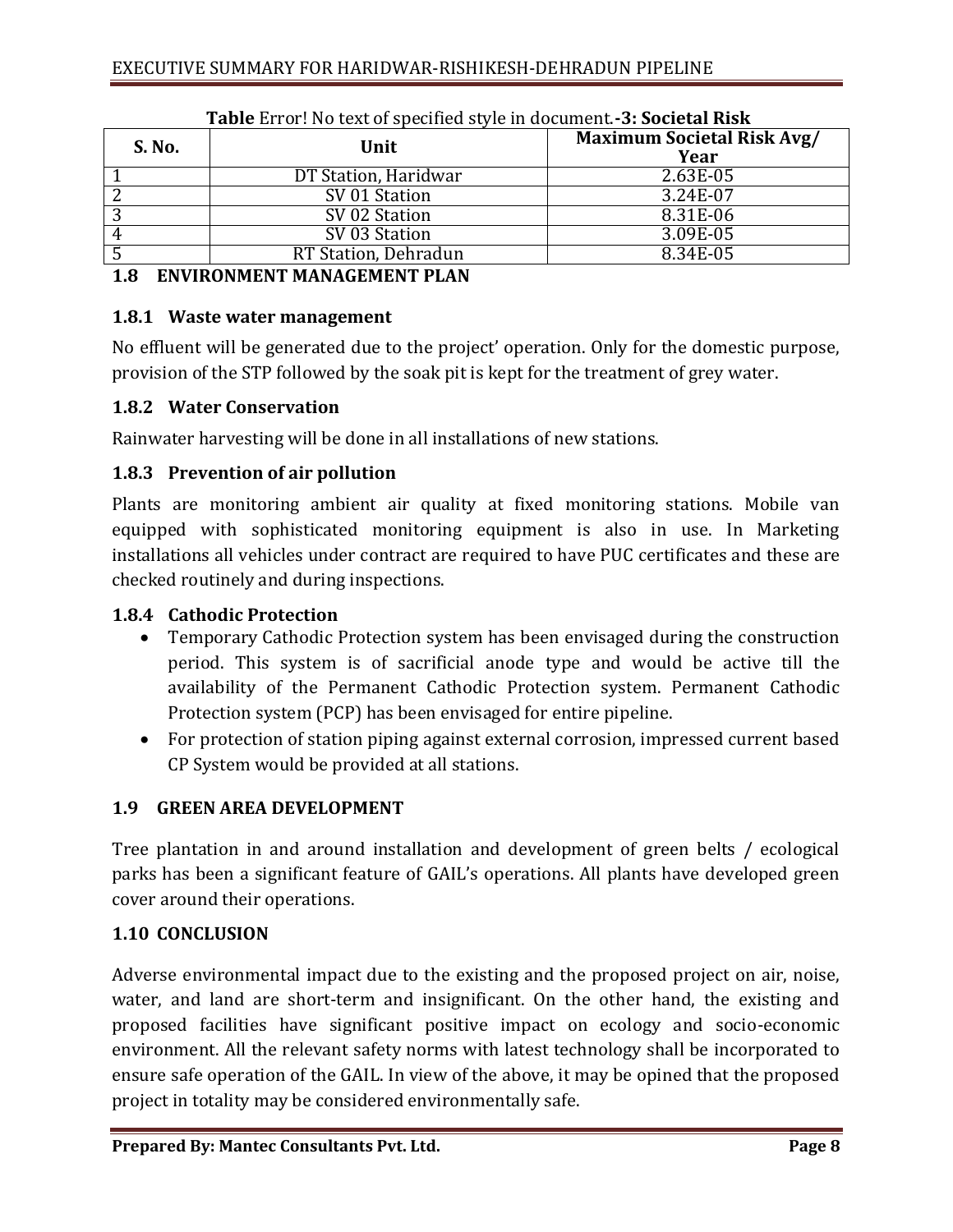**Table** Error! No text of specified style in document.**-3: Societal Risk**

| S. No. | Unit | Maximum Societal Risk Avg/ Year |
|---|---|---|
| 1 | DT Station, Haridwar | 2.63E-05 |
| 2 | SV 01 Station | 3.24E-07 |
| 3 | SV 02 Station | 8.31E-06 |
| 4 | SV 03 Station | 3.09E-05 |
| 5 | RT Station, Dehradun | 8.34E-05 |

## 1.8 ENVIRONMENT MANAGEMENT PLAN

### 1.8.1 Waste water management

No effluent will be generated due to the project' operation. Only for the domestic purpose, provision of the STP followed by the soak pit is kept for the treatment of grey water.

### 1.8.2 Water Conservation

Rainwater harvesting will be done in all installations of new stations.

### 1.8.3 Prevention of air pollution

Plants are monitoring ambient air quality at fixed monitoring stations. Mobile van equipped with sophisticated monitoring equipment is also in use. In Marketing installations all vehicles under contract are required to have PUC certificates and these are checked routinely and during inspections.

### 1.8.4 Cathodic Protection

- Temporary Cathodic Protection system has been envisaged during the construction period. This system is of sacrificial anode type and would be active till the availability of the Permanent Cathodic Protection system. Permanent Cathodic Protection system (PCP) has been envisaged for entire pipeline.
- For protection of station piping against external corrosion, impressed current based CP System would be provided at all stations.

## 1.9 GREEN AREA DEVELOPMENT

Tree plantation in and around installation and development of green belts / ecological parks has been a significant feature of GAIL's operations. All plants have developed green cover around their operations.

## 1.10 CONCLUSION

Adverse environmental impact due to the existing and the proposed project on air, noise, water, and land are short-term and insignificant. On the other hand, the existing and proposed facilities have significant positive impact on ecology and socio-economic environment. All the relevant safety norms with latest technology shall be incorporated to ensure safe operation of the GAIL. In view of the above, it may be opined that the proposed project in totality may be considered environmentally safe.